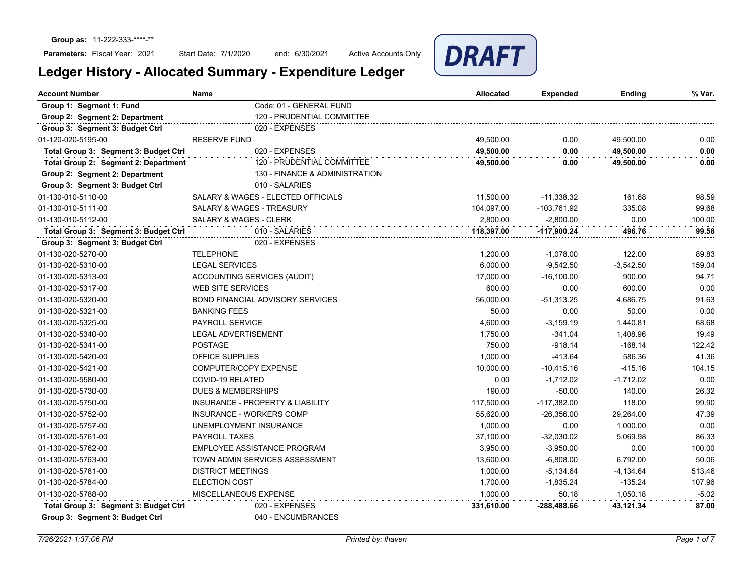**Group as:** 11-222-333-\*\*\*\*-\*\*

**Parameters:** Fiscal Year: 2021 Start Date: 7/1/2020 end: 6/30/2021 Active Accounts Only

DRAFT

# Ledger History - Allocated Summary - Expenditure Ledger

| Account Number | Name | Allocated | Expended | Ending | % Var. |
|---|---|---|---|---|---|
| **Group 1: Segment 1: Fund** | Code: 01 - GENERAL FUND | | | | |
| **Group 2: Segment 2: Department** | 120 - PRUDENTIAL COMMITTEE | | | | |
| **Group 3: Segment 3: Budget Ctrl** | 020 - EXPENSES | | | | |
| 01-120-020-5195-00 | RESERVE FUND | 49,500.00 | 0.00 | 49,500.00 | 0.00 |
| **Total Group 3: Segment 3: Budget Ctrl** | 020 - EXPENSES | **49,500.00** | **0.00** | **49,500.00** | **0.00** |
| **Total Group 2: Segment 2: Department** | 120 - PRUDENTIAL COMMITTEE | **49,500.00** | **0.00** | **49,500.00** | **0.00** |
| **Group 2: Segment 2: Department** | 130 - FINANCE & ADMINISTRATION | | | | |
| **Group 3: Segment 3: Budget Ctrl** | 010 - SALARIES | | | | |
| 01-130-010-5110-00 | SALARY & WAGES - ELECTED OFFICIALS | 11,500.00 | -11,338.32 | 161.68 | 98.59 |
| 01-130-010-5111-00 | SALARY & WAGES - TREASURY | 104,097.00 | -103,761.92 | 335.08 | 99.68 |
| 01-130-010-5112-00 | SALARY & WAGES - CLERK | 2,800.00 | -2,800.00 | 0.00 | 100.00 |
| **Total Group 3: Segment 3: Budget Ctrl** | 010 - SALARIES | **118,397.00** | **-117,900.24** | **496.76** | **99.58** |
| **Group 3: Segment 3: Budget Ctrl** | 020 - EXPENSES | | | | |
| 01-130-020-5270-00 | TELEPHONE | 1,200.00 | -1,078.00 | 122.00 | 89.83 |
| 01-130-020-5310-00 | LEGAL SERVICES | 6,000.00 | -9,542.50 | -3,542.50 | 159.04 |
| 01-130-020-5313-00 | ACCOUNTING SERVICES (AUDIT) | 17,000.00 | -16,100.00 | 900.00 | 94.71 |
| 01-130-020-5317-00 | WEB SITE SERVICES | 600.00 | 0.00 | 600.00 | 0.00 |
| 01-130-020-5320-00 | BOND FINANCIAL ADVISORY SERVICES | 56,000.00 | -51,313.25 | 4,686.75 | 91.63 |
| 01-130-020-5321-00 | BANKING FEES | 50.00 | 0.00 | 50.00 | 0.00 |
| 01-130-020-5325-00 | PAYROLL SERVICE | 4,600.00 | -3,159.19 | 1,440.81 | 68.68 |
| 01-130-020-5340-00 | LEGAL ADVERTISEMENT | 1,750.00 | -341.04 | 1,408.96 | 19.49 |
| 01-130-020-5341-00 | POSTAGE | 750.00 | -918.14 | -168.14 | 122.42 |
| 01-130-020-5420-00 | OFFICE SUPPLIES | 1,000.00 | -413.64 | 586.36 | 41.36 |
| 01-130-020-5421-00 | COMPUTER/COPY EXPENSE | 10,000.00 | -10,415.16 | -415.16 | 104.15 |
| 01-130-020-5580-00 | COVID-19 RELATED | 0.00 | -1,712.02 | -1,712.02 | 0.00 |
| 01-130-020-5730-00 | DUES & MEMBERSHIPS | 190.00 | -50.00 | 140.00 | 26.32 |
| 01-130-020-5750-00 | INSURANCE - PROPERTY & LIABILITY | 117,500.00 | -117,382.00 | 118.00 | 99.90 |
| 01-130-020-5752-00 | INSURANCE - WORKERS COMP | 55,620.00 | -26,356.00 | 29,264.00 | 47.39 |
| 01-130-020-5757-00 | UNEMPLOYMENT INSURANCE | 1,000.00 | 0.00 | 1,000.00 | 0.00 |
| 01-130-020-5761-00 | PAYROLL TAXES | 37,100.00 | -32,030.02 | 5,069.98 | 86.33 |
| 01-130-020-5762-00 | EMPLOYEE ASSISTANCE PROGRAM | 3,950.00 | -3,950.00 | 0.00 | 100.00 |
| 01-130-020-5763-00 | TOWN ADMIN SERVICES ASSESSMENT | 13,600.00 | -6,808.00 | 6,792.00 | 50.06 |
| 01-130-020-5781-00 | DISTRICT MEETINGS | 1,000.00 | -5,134.64 | -4,134.64 | 513.46 |
| 01-130-020-5784-00 | ELECTION COST | 1,700.00 | -1,835.24 | -135.24 | 107.96 |
| 01-130-020-5788-00 | MISCELLANEOUS EXPENSE | 1,000.00 | 50.18 | 1,050.18 | -5.02 |
| **Total Group 3: Segment 3: Budget Ctrl** | 020 - EXPENSES | **331,610.00** | **-288,488.66** | **43,121.34** | **87.00** |
| **Group 3: Segment 3: Budget Ctrl** | 040 - ENCUMBRANCES | | | | |

7/26/2021 1:37:06 PM Printed by: lhaven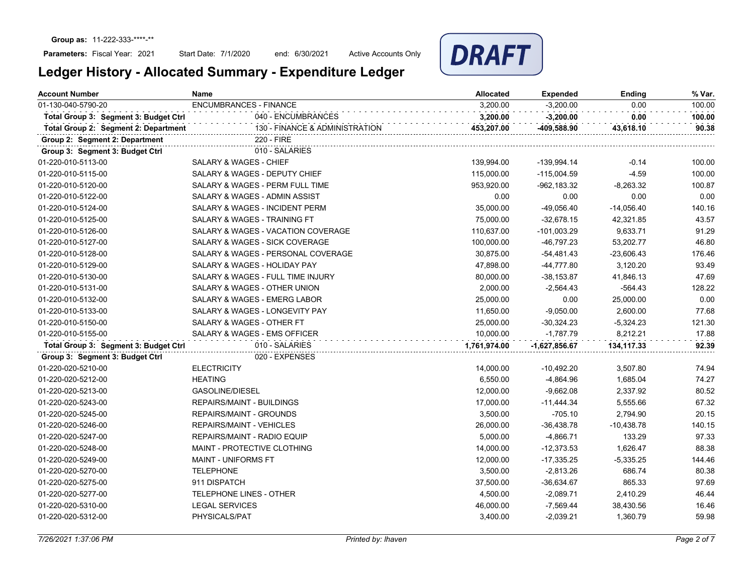**Group as:** 11-222-333-\*\*\*\*-\*\*

**Parameters:** Fiscal Year: 2021 Start Date: 7/1/2020 end: 6/30/2021 Active Accounts Only

DRAFT

# Ledger History - Allocated Summary - Expenditure Ledger

| Account Number | Name | Allocated | Expended | Ending | % Var. |
|---|---|---|---|---|---|
| 01-130-040-5790-20 | ENCUMBRANCES - FINANCE | 3,200.00 | -3,200.00 | 0.00 | 100.00 |
| **Total Group 3: Segment 3: Budget Ctrl** | 040 - ENCUMBRANCES | **3,200.00** | **-3,200.00** | **0.00** | **100.00** |
| **Total Group 2: Segment 2: Department** | 130 - FINANCE & ADMINISTRATION | **453,207.00** | **-409,588.90** | **43,618.10** | **90.38** |
| **Group 2: Segment 2: Department** | 220 - FIRE | | | | |
| **Group 3: Segment 3: Budget Ctrl** | 010 - SALARIES | | | | |
| 01-220-010-5113-00 | SALARY & WAGES - CHIEF | 139,994.00 | -139,994.14 | -0.14 | 100.00 |
| 01-220-010-5115-00 | SALARY & WAGES - DEPUTY CHIEF | 115,000.00 | -115,004.59 | -4.59 | 100.00 |
| 01-220-010-5120-00 | SALARY & WAGES - PERM FULL TIME | 953,920.00 | -962,183.32 | -8,263.32 | 100.87 |
| 01-220-010-5122-00 | SALARY & WAGES - ADMIN ASSIST | 0.00 | 0.00 | 0.00 | 0.00 |
| 01-220-010-5124-00 | SALARY & WAGES - INCIDENT PERM | 35,000.00 | -49,056.40 | -14,056.40 | 140.16 |
| 01-220-010-5125-00 | SALARY & WAGES - TRAINING FT | 75,000.00 | -32,678.15 | 42,321.85 | 43.57 |
| 01-220-010-5126-00 | SALARY & WAGES - VACATION COVERAGE | 110,637.00 | -101,003.29 | 9,633.71 | 91.29 |
| 01-220-010-5127-00 | SALARY & WAGES - SICK COVERAGE | 100,000.00 | -46,797.23 | 53,202.77 | 46.80 |
| 01-220-010-5128-00 | SALARY & WAGES - PERSONAL COVERAGE | 30,875.00 | -54,481.43 | -23,606.43 | 176.46 |
| 01-220-010-5129-00 | SALARY & WAGES - HOLIDAY PAY | 47,898.00 | -44,777.80 | 3,120.20 | 93.49 |
| 01-220-010-5130-00 | SALARY & WAGES - FULL TIME INJURY | 80,000.00 | -38,153.87 | 41,846.13 | 47.69 |
| 01-220-010-5131-00 | SALARY & WAGES - OTHER UNION | 2,000.00 | -2,564.43 | -564.43 | 128.22 |
| 01-220-010-5132-00 | SALARY & WAGES - EMERG LABOR | 25,000.00 | 0.00 | 25,000.00 | 0.00 |
| 01-220-010-5133-00 | SALARY & WAGES - LONGEVITY PAY | 11,650.00 | -9,050.00 | 2,600.00 | 77.68 |
| 01-220-010-5150-00 | SALARY & WAGES - OTHER FT | 25,000.00 | -30,324.23 | -5,324.23 | 121.30 |
| 01-220-010-5155-00 | SALARY & WAGES - EMS OFFICER | 10,000.00 | -1,787.79 | 8,212.21 | 17.88 |
| **Total Group 3: Segment 3: Budget Ctrl** | 010 - SALARIES | **1,761,974.00** | **-1,627,856.67** | **134,117.33** | **92.39** |
| **Group 3: Segment 3: Budget Ctrl** | 020 - EXPENSES | | | | |
| 01-220-020-5210-00 | ELECTRICITY | 14,000.00 | -10,492.20 | 3,507.80 | 74.94 |
| 01-220-020-5212-00 | HEATING | 6,550.00 | -4,864.96 | 1,685.04 | 74.27 |
| 01-220-020-5213-00 | GASOLINE/DIESEL | 12,000.00 | -9,662.08 | 2,337.92 | 80.52 |
| 01-220-020-5243-00 | REPAIRS/MAINT - BUILDINGS | 17,000.00 | -11,444.34 | 5,555.66 | 67.32 |
| 01-220-020-5245-00 | REPAIRS/MAINT - GROUNDS | 3,500.00 | -705.10 | 2,794.90 | 20.15 |
| 01-220-020-5246-00 | REPAIRS/MAINT - VEHICLES | 26,000.00 | -36,438.78 | -10,438.78 | 140.15 |
| 01-220-020-5247-00 | REPAIRS/MAINT - RADIO EQUIP | 5,000.00 | -4,866.71 | 133.29 | 97.33 |
| 01-220-020-5248-00 | MAINT - PROTECTIVE CLOTHING | 14,000.00 | -12,373.53 | 1,626.47 | 88.38 |
| 01-220-020-5249-00 | MAINT - UNIFORMS FT | 12,000.00 | -17,335.25 | -5,335.25 | 144.46 |
| 01-220-020-5270-00 | TELEPHONE | 3,500.00 | -2,813.26 | 686.74 | 80.38 |
| 01-220-020-5275-00 | 911 DISPATCH | 37,500.00 | -36,634.67 | 865.33 | 97.69 |
| 01-220-020-5277-00 | TELEPHONE LINES - OTHER | 4,500.00 | -2,089.71 | 2,410.29 | 46.44 |
| 01-220-020-5310-00 | LEGAL SERVICES | 46,000.00 | -7,569.44 | 38,430.56 | 16.46 |
| 01-220-020-5312-00 | PHYSICALS/PAT | 3,400.00 | -2,039.21 | 1,360.79 | 59.98 |

*7/26/2021 1:37:06 PM* *Printed by: lhaven*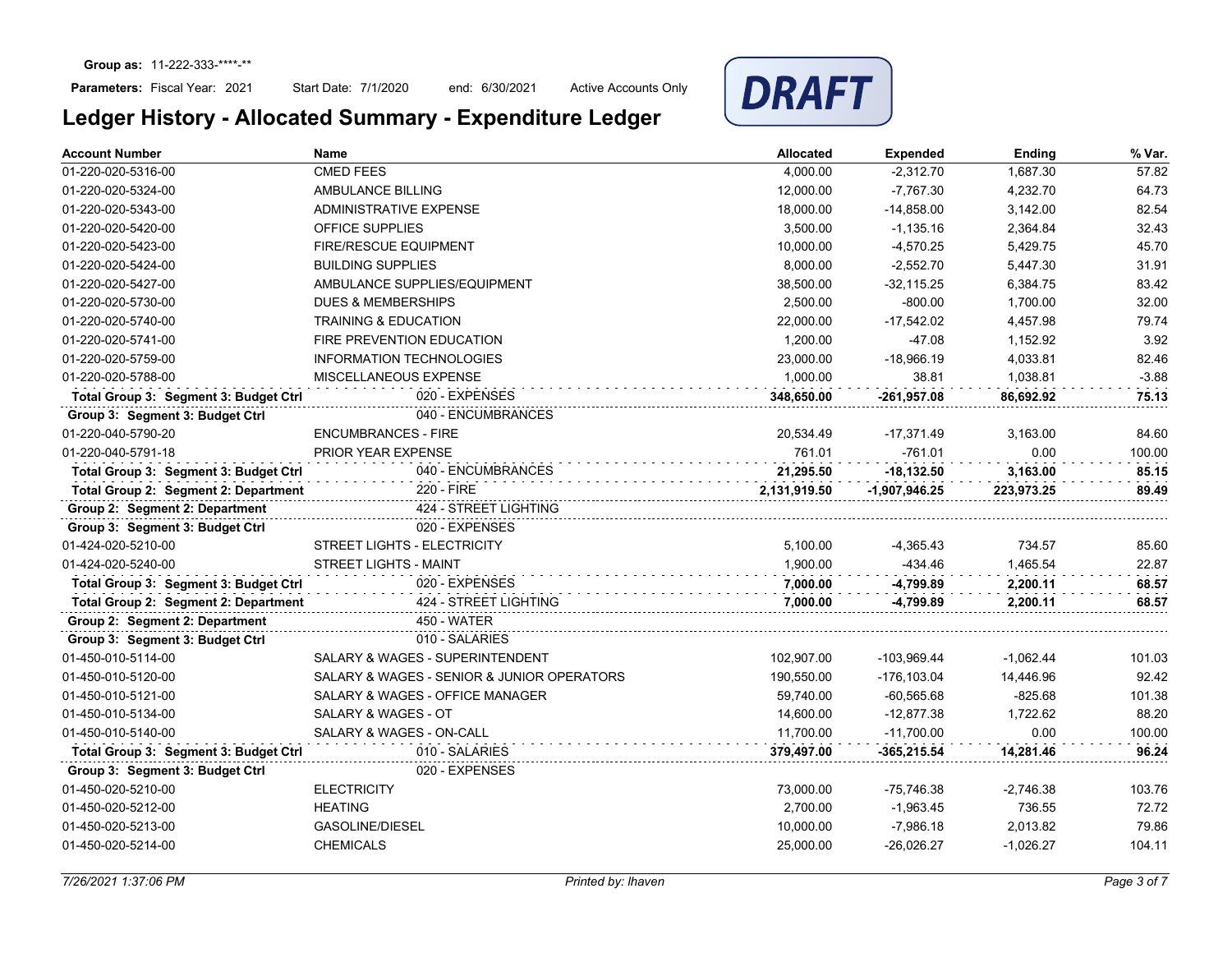**Group as:** 11-222-333-****-**

**Parameters:** Fiscal Year: 2021 Start Date: 7/1/2020 end: 6/30/2021 Active Accounts Only

DRAFT

# Ledger History - Allocated Summary - Expenditure Ledger

| Account Number | Name | Allocated | Expended | Ending | % Var. |
|---|---|---|---|---|---|
| 01-220-020-5316-00 | CMED FEES | 4,000.00 | -2,312.70 | 1,687.30 | 57.82 |
| 01-220-020-5324-00 | AMBULANCE BILLING | 12,000.00 | -7,767.30 | 4,232.70 | 64.73 |
| 01-220-020-5343-00 | ADMINISTRATIVE EXPENSE | 18,000.00 | -14,858.00 | 3,142.00 | 82.54 |
| 01-220-020-5420-00 | OFFICE SUPPLIES | 3,500.00 | -1,135.16 | 2,364.84 | 32.43 |
| 01-220-020-5423-00 | FIRE/RESCUE EQUIPMENT | 10,000.00 | -4,570.25 | 5,429.75 | 45.70 |
| 01-220-020-5424-00 | BUILDING SUPPLIES | 8,000.00 | -2,552.70 | 5,447.30 | 31.91 |
| 01-220-020-5427-00 | AMBULANCE SUPPLIES/EQUIPMENT | 38,500.00 | -32,115.25 | 6,384.75 | 83.42 |
| 01-220-020-5730-00 | DUES & MEMBERSHIPS | 2,500.00 | -800.00 | 1,700.00 | 32.00 |
| 01-220-020-5740-00 | TRAINING & EDUCATION | 22,000.00 | -17,542.02 | 4,457.98 | 79.74 |
| 01-220-020-5741-00 | FIRE PREVENTION EDUCATION | 1,200.00 | -47.08 | 1,152.92 | 3.92 |
| 01-220-020-5759-00 | INFORMATION TECHNOLOGIES | 23,000.00 | -18,966.19 | 4,033.81 | 82.46 |
| 01-220-020-5788-00 | MISCELLANEOUS EXPENSE | 1,000.00 | 38.81 | 1,038.81 | -3.88 |
| **Total Group 3: Segment 3: Budget Ctrl** | 020 - EXPENSES | **348,650.00** | **-261,957.08** | **86,692.92** | **75.13** |
| **Group 3: Segment 3: Budget Ctrl** | 040 - ENCUMBRANCES | | | | |
| 01-220-040-5790-20 | ENCUMBRANCES - FIRE | 20,534.49 | -17,371.49 | 3,163.00 | 84.60 |
| 01-220-040-5791-18 | PRIOR YEAR EXPENSE | 761.01 | -761.01 | 0.00 | 100.00 |
| **Total Group 3: Segment 3: Budget Ctrl** | 040 - ENCUMBRANCES | **21,295.50** | **-18,132.50** | **3,163.00** | **85.15** |
| **Total Group 2: Segment 2: Department** | 220 - FIRE | **2,131,919.50** | **-1,907,946.25** | **223,973.25** | **89.49** |
| **Group 2: Segment 2: Department** | 424 - STREET LIGHTING | | | | |
| **Group 3: Segment 3: Budget Ctrl** | 020 - EXPENSES | | | | |
| 01-424-020-5210-00 | STREET LIGHTS - ELECTRICITY | 5,100.00 | -4,365.43 | 734.57 | 85.60 |
| 01-424-020-5240-00 | STREET LIGHTS - MAINT | 1,900.00 | -434.46 | 1,465.54 | 22.87 |
| **Total Group 3: Segment 3: Budget Ctrl** | 020 - EXPENSES | **7,000.00** | **-4,799.89** | **2,200.11** | **68.57** |
| **Total Group 2: Segment 2: Department** | 424 - STREET LIGHTING | **7,000.00** | **-4,799.89** | **2,200.11** | **68.57** |
| **Group 2: Segment 2: Department** | 450 - WATER | | | | |
| **Group 3: Segment 3: Budget Ctrl** | 010 - SALARIES | | | | |
| 01-450-010-5114-00 | SALARY & WAGES - SUPERINTENDENT | 102,907.00 | -103,969.44 | -1,062.44 | 101.03 |
| 01-450-010-5120-00 | SALARY & WAGES - SENIOR & JUNIOR OPERATORS | 190,550.00 | -176,103.04 | 14,446.96 | 92.42 |
| 01-450-010-5121-00 | SALARY & WAGES - OFFICE MANAGER | 59,740.00 | -60,565.68 | -825.68 | 101.38 |
| 01-450-010-5134-00 | SALARY & WAGES - OT | 14,600.00 | -12,877.38 | 1,722.62 | 88.20 |
| 01-450-010-5140-00 | SALARY & WAGES - ON-CALL | 11,700.00 | -11,700.00 | 0.00 | 100.00 |
| **Total Group 3: Segment 3: Budget Ctrl** | 010 - SALARIES | **379,497.00** | **-365,215.54** | **14,281.46** | **96.24** |
| **Group 3: Segment 3: Budget Ctrl** | 020 - EXPENSES | | | | |
| 01-450-020-5210-00 | ELECTRICITY | 73,000.00 | -75,746.38 | -2,746.38 | 103.76 |
| 01-450-020-5212-00 | HEATING | 2,700.00 | -1,963.45 | 736.55 | 72.72 |
| 01-450-020-5213-00 | GASOLINE/DIESEL | 10,000.00 | -7,986.18 | 2,013.82 | 79.86 |
| 01-450-020-5214-00 | CHEMICALS | 25,000.00 | -26,026.27 | -1,026.27 | 104.11 |

*7/26/2021 1:37:06 PM* *Printed by: lhaven*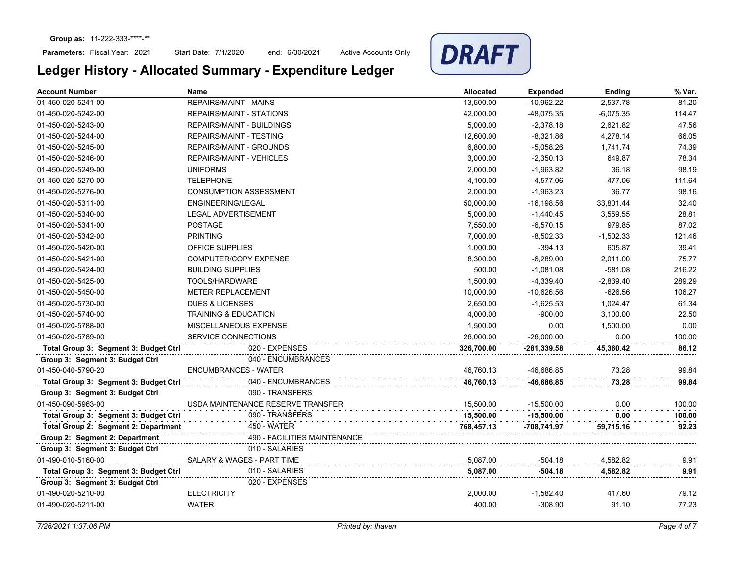**Group as:** 11-222-333-****-**

**Parameters:** Fiscal Year: 2021 Start Date: 7/1/2020 end: 6/30/2021 Active Accounts Only

DRAFT

# Ledger History - Allocated Summary - Expenditure Ledger

| Account Number | Name | Allocated | Expended | Ending | % Var. |
|---|---|---|---|---|---|
| 01-450-020-5241-00 | REPAIRS/MAINT - MAINS | 13,500.00 | -10,962.22 | 2,537.78 | 81.20 |
| 01-450-020-5242-00 | REPAIRS/MAINT - STATIONS | 42,000.00 | -48,075.35 | -6,075.35 | 114.47 |
| 01-450-020-5243-00 | REPAIRS/MAINT - BUILDINGS | 5,000.00 | -2,378.18 | 2,621.82 | 47.56 |
| 01-450-020-5244-00 | REPAIRS/MAINT - TESTING | 12,600.00 | -8,321.86 | 4,278.14 | 66.05 |
| 01-450-020-5245-00 | REPAIRS/MAINT - GROUNDS | 6,800.00 | -5,058.26 | 1,741.74 | 74.39 |
| 01-450-020-5246-00 | REPAIRS/MAINT - VEHICLES | 3,000.00 | -2,350.13 | 649.87 | 78.34 |
| 01-450-020-5249-00 | UNIFORMS | 2,000.00 | -1,963.82 | 36.18 | 98.19 |
| 01-450-020-5270-00 | TELEPHONE | 4,100.00 | -4,577.06 | -477.06 | 111.64 |
| 01-450-020-5276-00 | CONSUMPTION ASSESSMENT | 2,000.00 | -1,963.23 | 36.77 | 98.16 |
| 01-450-020-5311-00 | ENGINEERING/LEGAL | 50,000.00 | -16,198.56 | 33,801.44 | 32.40 |
| 01-450-020-5340-00 | LEGAL ADVERTISEMENT | 5,000.00 | -1,440.45 | 3,559.55 | 28.81 |
| 01-450-020-5341-00 | POSTAGE | 7,550.00 | -6,570.15 | 979.85 | 87.02 |
| 01-450-020-5342-00 | PRINTING | 7,000.00 | -8,502.33 | -1,502.33 | 121.46 |
| 01-450-020-5420-00 | OFFICE SUPPLIES | 1,000.00 | -394.13 | 605.87 | 39.41 |
| 01-450-020-5421-00 | COMPUTER/COPY EXPENSE | 8,300.00 | -6,289.00 | 2,011.00 | 75.77 |
| 01-450-020-5424-00 | BUILDING SUPPLIES | 500.00 | -1,081.08 | -581.08 | 216.22 |
| 01-450-020-5425-00 | TOOLS/HARDWARE | 1,500.00 | -4,339.40 | -2,839.40 | 289.29 |
| 01-450-020-5450-00 | METER REPLACEMENT | 10,000.00 | -10,626.56 | -626.56 | 106.27 |
| 01-450-020-5730-00 | DUES & LICENSES | 2,650.00 | -1,625.53 | 1,024.47 | 61.34 |
| 01-450-020-5740-00 | TRAINING & EDUCATION | 4,000.00 | -900.00 | 3,100.00 | 22.50 |
| 01-450-020-5788-00 | MISCELLANEOUS EXPENSE | 1,500.00 | 0.00 | 1,500.00 | 0.00 |
| 01-450-020-5789-00 | SERVICE CONNECTIONS | 26,000.00 | -26,000.00 | 0.00 | 100.00 |
| **Total Group 3: Segment 3: Budget Ctrl** | 020 - EXPENSES | **326,700.00** | **-281,339.58** | **45,360.42** | **86.12** |
| **Group 3: Segment 3: Budget Ctrl** | 040 - ENCUMBRANCES | | | | |
| 01-450-040-5790-20 | ENCUMBRANCES - WATER | 46,760.13 | -46,686.85 | 73.28 | 99.84 |
| **Total Group 3: Segment 3: Budget Ctrl** | 040 - ENCUMBRANCES | **46,760.13** | **-46,686.85** | **73.28** | **99.84** |
| **Group 3: Segment 3: Budget Ctrl** | 090 - TRANSFERS | | | | |
| 01-450-090-5963-00 | USDA MAINTENANCE RESERVE TRANSFER | 15,500.00 | -15,500.00 | 0.00 | 100.00 |
| **Total Group 3: Segment 3: Budget Ctrl** | 090 - TRANSFERS | **15,500.00** | **-15,500.00** | **0.00** | **100.00** |
| **Total Group 2: Segment 2: Department** | 450 - WATER | **768,457.13** | **-708,741.97** | **59,715.16** | **92.23** |
| **Group 2: Segment 2: Department** | 490 - FACILITIES MAINTENANCE | | | | |
| **Group 3: Segment 3: Budget Ctrl** | 010 - SALARIES | | | | |
| 01-490-010-5160-00 | SALARY & WAGES - PART TIME | 5,087.00 | -504.18 | 4,582.82 | 9.91 |
| **Total Group 3: Segment 3: Budget Ctrl** | 010 - SALARIES | **5,087.00** | **-504.18** | **4,582.82** | **9.91** |
| **Group 3: Segment 3: Budget Ctrl** | 020 - EXPENSES | | | | |
| 01-490-020-5210-00 | ELECTRICITY | 2,000.00 | -1,582.40 | 417.60 | 79.12 |
| 01-490-020-5211-00 | WATER | 400.00 | -308.90 | 91.10 | 77.23 |

*7/26/2021 1:37:06 PM* *Printed by: lhaven*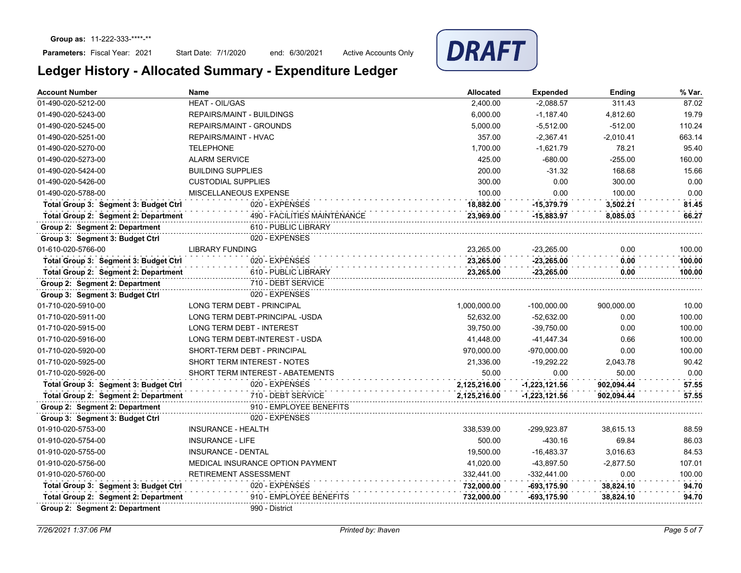**Group as:** 11-222-333-****-**

**Parameters:** Fiscal Year: 2021 Start Date: 7/1/2020 end: 6/30/2021 Active Accounts Only

DRAFT

# Ledger History - Allocated Summary - Expenditure Ledger

| Account Number | Name | Allocated | Expended | Ending | % Var. |
|---|---|---|---|---|---|
| 01-490-020-5212-00 | HEAT - OIL/GAS | 2,400.00 | -2,088.57 | 311.43 | 87.02 |
| 01-490-020-5243-00 | REPAIRS/MAINT - BUILDINGS | 6,000.00 | -1,187.40 | 4,812.60 | 19.79 |
| 01-490-020-5245-00 | REPAIRS/MAINT - GROUNDS | 5,000.00 | -5,512.00 | -512.00 | 110.24 |
| 01-490-020-5251-00 | REPAIRS/MAINT - HVAC | 357.00 | -2,367.41 | -2,010.41 | 663.14 |
| 01-490-020-5270-00 | TELEPHONE | 1,700.00 | -1,621.79 | 78.21 | 95.40 |
| 01-490-020-5273-00 | ALARM SERVICE | 425.00 | -680.00 | -255.00 | 160.00 |
| 01-490-020-5424-00 | BUILDING SUPPLIES | 200.00 | -31.32 | 168.68 | 15.66 |
| 01-490-020-5426-00 | CUSTODIAL SUPPLIES | 300.00 | 0.00 | 300.00 | 0.00 |
| 01-490-020-5788-00 | MISCELLANEOUS EXPENSE | 100.00 | 0.00 | 100.00 | 0.00 |
| **Total Group 3: Segment 3: Budget Ctrl** | 020 - EXPENSES | **18,882.00** | **-15,379.79** | **3,502.21** | **81.45** |
| **Total Group 2: Segment 2: Department** | 490 - FACILITIES MAINTENANCE | **23,969.00** | **-15,883.97** | **8,085.03** | **66.27** |
| **Group 2: Segment 2: Department** | 610 - PUBLIC LIBRARY | | | | |
| **Group 3: Segment 3: Budget Ctrl** | 020 - EXPENSES | | | | |
| 01-610-020-5766-00 | LIBRARY FUNDING | 23,265.00 | -23,265.00 | 0.00 | 100.00 |
| **Total Group 3: Segment 3: Budget Ctrl** | 020 - EXPENSES | **23,265.00** | **-23,265.00** | **0.00** | **100.00** |
| **Total Group 2: Segment 2: Department** | 610 - PUBLIC LIBRARY | **23,265.00** | **-23,265.00** | **0.00** | **100.00** |
| **Group 2: Segment 2: Department** | 710 - DEBT SERVICE | | | | |
| **Group 3: Segment 3: Budget Ctrl** | 020 - EXPENSES | | | | |
| 01-710-020-5910-00 | LONG TERM DEBT - PRINCIPAL | 1,000,000.00 | -100,000.00 | 900,000.00 | 10.00 |
| 01-710-020-5911-00 | LONG TERM DEBT-PRINCIPAL -USDA | 52,632.00 | -52,632.00 | 0.00 | 100.00 |
| 01-710-020-5915-00 | LONG TERM DEBT - INTEREST | 39,750.00 | -39,750.00 | 0.00 | 100.00 |
| 01-710-020-5916-00 | LONG TERM DEBT-INTEREST - USDA | 41,448.00 | -41,447.34 | 0.66 | 100.00 |
| 01-710-020-5920-00 | SHORT-TERM DEBT - PRINCIPAL | 970,000.00 | -970,000.00 | 0.00 | 100.00 |
| 01-710-020-5925-00 | SHORT TERM INTEREST - NOTES | 21,336.00 | -19,292.22 | 2,043.78 | 90.42 |
| 01-710-020-5926-00 | SHORT TERM INTEREST - ABATEMENTS | 50.00 | 0.00 | 50.00 | 0.00 |
| **Total Group 3: Segment 3: Budget Ctrl** | 020 - EXPENSES | **2,125,216.00** | **-1,223,121.56** | **902,094.44** | **57.55** |
| **Total Group 2: Segment 2: Department** | 710 - DEBT SERVICE | **2,125,216.00** | **-1,223,121.56** | **902,094.44** | **57.55** |
| **Group 2: Segment 2: Department** | 910 - EMPLOYEE BENEFITS | | | | |
| **Group 3: Segment 3: Budget Ctrl** | 020 - EXPENSES | | | | |
| 01-910-020-5753-00 | INSURANCE - HEALTH | 338,539.00 | -299,923.87 | 38,615.13 | 88.59 |
| 01-910-020-5754-00 | INSURANCE - LIFE | 500.00 | -430.16 | 69.84 | 86.03 |
| 01-910-020-5755-00 | INSURANCE - DENTAL | 19,500.00 | -16,483.37 | 3,016.63 | 84.53 |
| 01-910-020-5756-00 | MEDICAL INSURANCE OPTION PAYMENT | 41,020.00 | -43,897.50 | -2,877.50 | 107.01 |
| 01-910-020-5760-00 | RETIREMENT ASSESSMENT | 332,441.00 | -332,441.00 | 0.00 | 100.00 |
| **Total Group 3: Segment 3: Budget Ctrl** | 020 - EXPENSES | **732,000.00** | **-693,175.90** | **38,824.10** | **94.70** |
| **Total Group 2: Segment 2: Department** | 910 - EMPLOYEE BENEFITS | **732,000.00** | **-693,175.90** | **38,824.10** | **94.70** |
| **Group 2: Segment 2: Department** | 990 - District | | | | |

*7/26/2021 1:37:06 PM* *Printed by: lhaven*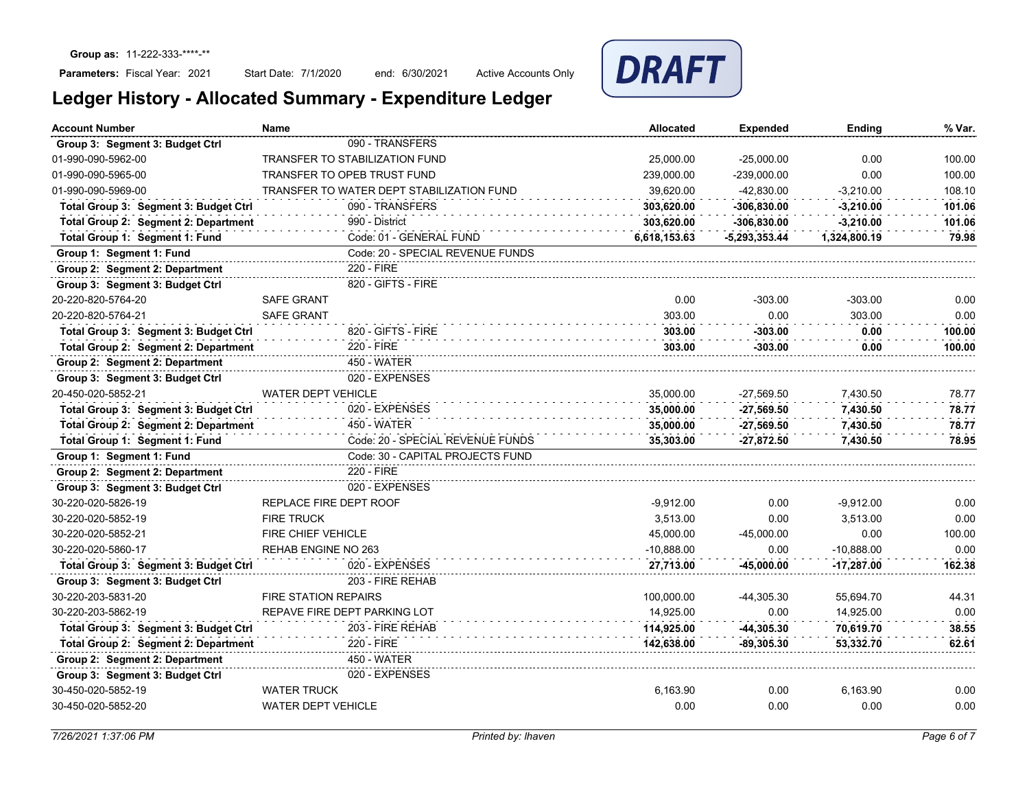**Group as:** 11-222-333-****-**

**Parameters:** Fiscal Year: 2021 Start Date: 7/1/2020 end: 6/30/2021 Active Accounts Only

DRAFT

# Ledger History - Allocated Summary - Expenditure Ledger

| Account Number | Name | | Allocated | Expended | Ending | % Var. |
|---|---|---|---|---|---|---|
| **Group 3: Segment 3: Budget Ctrl** | | 090 - TRANSFERS | | | | |
| 01-990-090-5962-00 | TRANSFER TO STABILIZATION FUND | | 25,000.00 | -25,000.00 | 0.00 | 100.00 |
| 01-990-090-5965-00 | TRANSFER TO OPEB TRUST FUND | | 239,000.00 | -239,000.00 | 0.00 | 100.00 |
| 01-990-090-5969-00 | TRANSFER TO WATER DEPT STABILIZATION FUND | | 39,620.00 | -42,830.00 | -3,210.00 | 108.10 |
| **Total Group 3: Segment 3: Budget Ctrl** | | 090 - TRANSFERS | **303,620.00** | **-306,830.00** | **-3,210.00** | **101.06** |
| **Total Group 2: Segment 2: Department** | | 990 - District | **303,620.00** | **-306,830.00** | **-3,210.00** | **101.06** |
| **Total Group 1: Segment 1: Fund** | | Code: 01 - GENERAL FUND | **6,618,153.63** | **-5,293,353.44** | **1,324,800.19** | **79.98** |
| **Group 1: Segment 1: Fund** | | Code: 20 - SPECIAL REVENUE FUNDS | | | | |
| **Group 2: Segment 2: Department** | | 220 - FIRE | | | | |
| **Group 3: Segment 3: Budget Ctrl** | | 820 - GIFTS - FIRE | | | | |
| 20-220-820-5764-20 | SAFE GRANT | | 0.00 | -303.00 | -303.00 | 0.00 |
| 20-220-820-5764-21 | SAFE GRANT | | 303.00 | 0.00 | 303.00 | 0.00 |
| **Total Group 3: Segment 3: Budget Ctrl** | | 820 - GIFTS - FIRE | **303.00** | **-303.00** | **0.00** | **100.00** |
| **Total Group 2: Segment 2: Department** | | 220 - FIRE | **303.00** | **-303.00** | **0.00** | **100.00** |
| **Group 2: Segment 2: Department** | | 450 - WATER | | | | |
| **Group 3: Segment 3: Budget Ctrl** | | 020 - EXPENSES | | | | |
| 20-450-020-5852-21 | WATER DEPT VEHICLE | | 35,000.00 | -27,569.50 | 7,430.50 | 78.77 |
| **Total Group 3: Segment 3: Budget Ctrl** | | 020 - EXPENSES | **35,000.00** | **-27,569.50** | **7,430.50** | **78.77** |
| **Total Group 2: Segment 2: Department** | | 450 - WATER | **35,000.00** | **-27,569.50** | **7,430.50** | **78.77** |
| **Total Group 1: Segment 1: Fund** | | Code: 20 - SPECIAL REVENUE FUNDS | **35,303.00** | **-27,872.50** | **7,430.50** | **78.95** |
| **Group 1: Segment 1: Fund** | | Code: 30 - CAPITAL PROJECTS FUND | | | | |
| **Group 2: Segment 2: Department** | | 220 - FIRE | | | | |
| **Group 3: Segment 3: Budget Ctrl** | | 020 - EXPENSES | | | | |
| 30-220-020-5826-19 | REPLACE FIRE DEPT ROOF | | -9,912.00 | 0.00 | -9,912.00 | 0.00 |
| 30-220-020-5852-19 | FIRE TRUCK | | 3,513.00 | 0.00 | 3,513.00 | 0.00 |
| 30-220-020-5852-21 | FIRE CHIEF VEHICLE | | 45,000.00 | -45,000.00 | 0.00 | 100.00 |
| 30-220-020-5860-17 | REHAB ENGINE NO 263 | | -10,888.00 | 0.00 | -10,888.00 | 0.00 |
| **Total Group 3: Segment 3: Budget Ctrl** | | 020 - EXPENSES | **27,713.00** | **-45,000.00** | **-17,287.00** | **162.38** |
| **Group 3: Segment 3: Budget Ctrl** | | 203 - FIRE REHAB | | | | |
| 30-220-203-5831-20 | FIRE STATION REPAIRS | | 100,000.00 | -44,305.30 | 55,694.70 | 44.31 |
| 30-220-203-5862-19 | REPAVE FIRE DEPT PARKING LOT | | 14,925.00 | 0.00 | 14,925.00 | 0.00 |
| **Total Group 3: Segment 3: Budget Ctrl** | | 203 - FIRE REHAB | **114,925.00** | **-44,305.30** | **70,619.70** | **38.55** |
| **Total Group 2: Segment 2: Department** | | 220 - FIRE | **142,638.00** | **-89,305.30** | **53,332.70** | **62.61** |
| **Group 2: Segment 2: Department** | | 450 - WATER | | | | |
| **Group 3: Segment 3: Budget Ctrl** | | 020 - EXPENSES | | | | |
| 30-450-020-5852-19 | WATER TRUCK | | 6,163.90 | 0.00 | 6,163.90 | 0.00 |
| 30-450-020-5852-20 | WATER DEPT VEHICLE | | 0.00 | 0.00 | 0.00 | 0.00 |

*7/26/2021 1:37:06 PM* *Printed by: lhaven*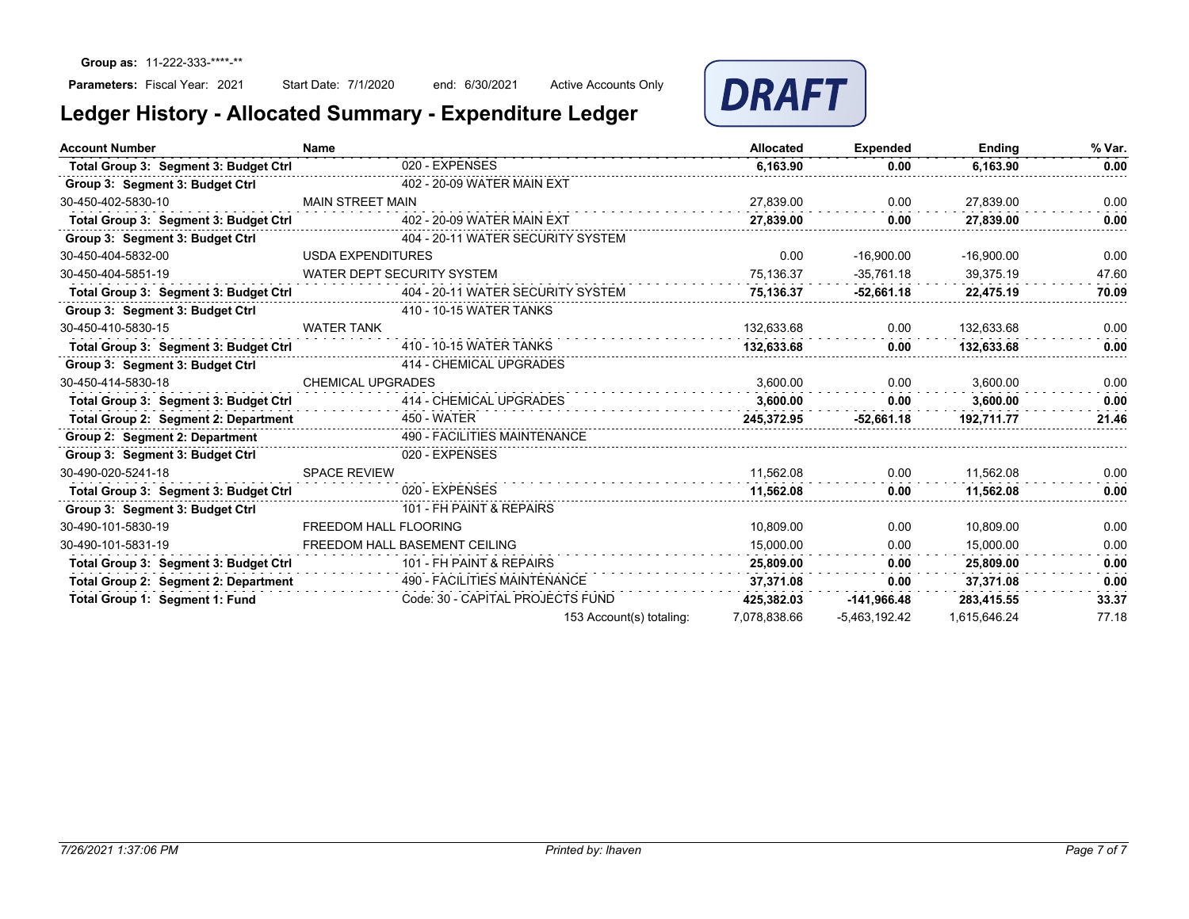**Group as:** 11-222-333-****-**

**Parameters:** Fiscal Year: 2021 Start Date: 7/1/2020 end: 6/30/2021 Active Accounts Only

DRAFT

# Ledger History - Allocated Summary - Expenditure Ledger

| Account Number | Name | | Allocated | Expended | Ending | % Var. |
|---|---|---|---|---|---|---|
| **Total Group 3: Segment 3: Budget Ctrl** | | 020 - EXPENSES | **6,163.90** | **0.00** | **6,163.90** | **0.00** |
| **Group 3: Segment 3: Budget Ctrl** | | 402 - 20-09 WATER MAIN EXT | | | | |
| 30-450-402-5830-10 | MAIN STREET MAIN | | 27,839.00 | 0.00 | 27,839.00 | 0.00 |
| **Total Group 3: Segment 3: Budget Ctrl** | | 402 - 20-09 WATER MAIN EXT | **27,839.00** | **0.00** | **27,839.00** | **0.00** |
| **Group 3: Segment 3: Budget Ctrl** | | 404 - 20-11 WATER SECURITY SYSTEM | | | | |
| 30-450-404-5832-00 | USDA EXPENDITURES | | 0.00 | -16,900.00 | -16,900.00 | 0.00 |
| 30-450-404-5851-19 | WATER DEPT SECURITY SYSTEM | | 75,136.37 | -35,761.18 | 39,375.19 | 47.60 |
| **Total Group 3: Segment 3: Budget Ctrl** | | 404 - 20-11 WATER SECURITY SYSTEM | **75,136.37** | **-52,661.18** | **22,475.19** | **70.09** |
| **Group 3: Segment 3: Budget Ctrl** | | 410 - 10-15 WATER TANKS | | | | |
| 30-450-410-5830-15 | WATER TANK | | 132,633.68 | 0.00 | 132,633.68 | 0.00 |
| **Total Group 3: Segment 3: Budget Ctrl** | | 410 - 10-15 WATER TANKS | **132,633.68** | **0.00** | **132,633.68** | **0.00** |
| **Group 3: Segment 3: Budget Ctrl** | | 414 - CHEMICAL UPGRADES | | | | |
| 30-450-414-5830-18 | CHEMICAL UPGRADES | | 3,600.00 | 0.00 | 3,600.00 | 0.00 |
| **Total Group 3: Segment 3: Budget Ctrl** | | 414 - CHEMICAL UPGRADES | **3,600.00** | **0.00** | **3,600.00** | **0.00** |
| **Total Group 2: Segment 2: Department** | | 450 - WATER | **245,372.95** | **-52,661.18** | **192,711.77** | **21.46** |
| **Group 2: Segment 2: Department** | | 490 - FACILITIES MAINTENANCE | | | | |
| **Group 3: Segment 3: Budget Ctrl** | | 020 - EXPENSES | | | | |
| 30-490-020-5241-18 | SPACE REVIEW | | 11,562.08 | 0.00 | 11,562.08 | 0.00 |
| **Total Group 3: Segment 3: Budget Ctrl** | | 020 - EXPENSES | **11,562.08** | **0.00** | **11,562.08** | **0.00** |
| **Group 3: Segment 3: Budget Ctrl** | | 101 - FH PAINT & REPAIRS | | | | |
| 30-490-101-5830-19 | FREEDOM HALL FLOORING | | 10,809.00 | 0.00 | 10,809.00 | 0.00 |
| 30-490-101-5831-19 | FREEDOM HALL BASEMENT CEILING | | 15,000.00 | 0.00 | 15,000.00 | 0.00 |
| **Total Group 3: Segment 3: Budget Ctrl** | | 101 - FH PAINT & REPAIRS | **25,809.00** | **0.00** | **25,809.00** | **0.00** |
| **Total Group 2: Segment 2: Department** | | 490 - FACILITIES MAINTENANCE | **37,371.08** | **0.00** | **37,371.08** | **0.00** |
| **Total Group 1: Segment 1: Fund** | | Code: 30 - CAPITAL PROJECTS FUND | **425,382.03** | **-141,966.48** | **283,415.55** | **33.37** |
| | | 153 Account(s) totaling: | 7,078,838.66 | -5,463,192.42 | 1,615,646.24 | 77.18 |

7/26/2021 1:37:06 PM — Printed by: lhaven